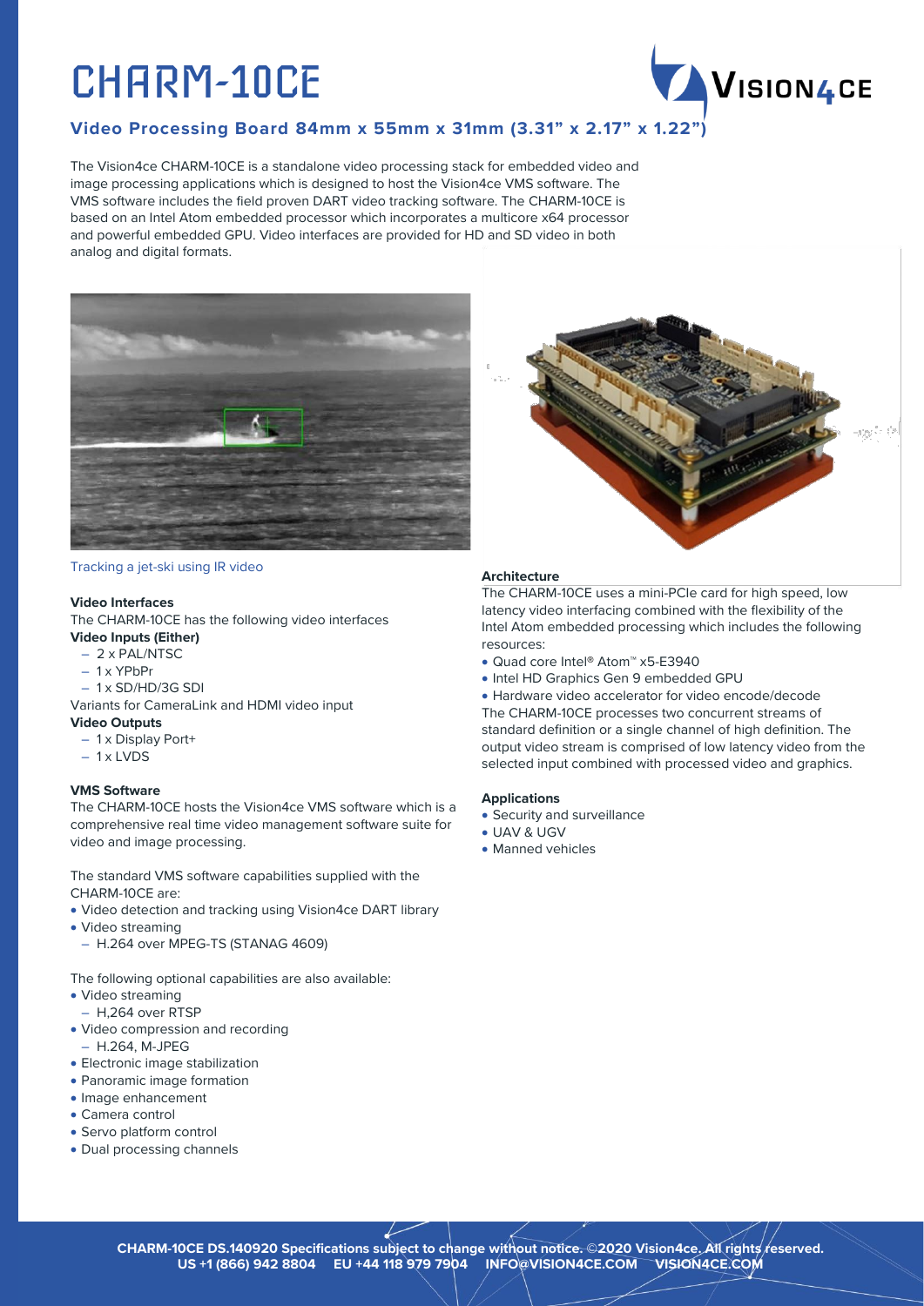# CHARM-10CE

## Video Processing Board 84mm x 55mm x 31mm (3.31" x 2.17" x 1.22")

The Vision4ce CHARM-10CE is a standalone video processing stack for embedded video and image processing applications which is designed to host the Vision4ce VMS software. The VMS software includes the field proven DART video tracking software. The CHARM-10CE is based on an Intel Atom embedded processor which incorporates a multicore x64 processor and powerful embedded GPU. Video interfaces are provided for HD and SD video in both analog and digital formats.

Tracking a jet-ski using IR video

### Video Interfaces

The CHARM-10CE has the following video interfaces

**Video Inputs (Either)**

- 2 x PAL/NTSC
- 1 x YPbPr
- 1 x SD/HD/3G SDI

Variants for CameraLink and HDMI video input

**Video Outputs**

- 1 x Display Port+
- 1 x LVDS

### VMS Software

The CHARM-10CE hosts the Vision4ce VMS software which is a comprehensive real time video management software suite for video and image processing.

The standard VMS software capabilities supplied with the CHARM-10CE are:

- Video detection and tracking using Vision4ce DART library
- Video streaming
  - H.264 over MPEG-TS (STANAG 4609)

The following optional capabilities are also available:

- Video streaming
  - H,264 over RTSP
- Video compression and recording
  - H.264, M-JPEG
- Electronic image stabilization
- Panoramic image formation
- Image enhancement
- Camera control
- Servo platform control
- Dual processing channels

### Architecture

The CHARM-10CE uses a mini-PCIe card for high speed, low latency video interfacing combined with the flexibility of the Intel Atom embedded processing which includes the following resources:

- Quad core Intel® Atom™ x5-E3940
- Intel HD Graphics Gen 9 embedded GPU
- Hardware video accelerator for video encode/decode

The CHARM-10CE processes two concurrent streams of standard definition or a single channel of high definition. The output video stream is comprised of low latency video from the selected input combined with processed video and graphics.

### Applications

- Security and surveillance
- UAV & UGV
- Manned vehicles

**CHARM-10CE DS.140920 Specifications subject to change without notice. ©2020 Vision4ce. All rights reserved.**
**US +1 (866) 942 8804 EU +44 118 979 7904 INFO@VISION4CE.COM VISION4CE.COM**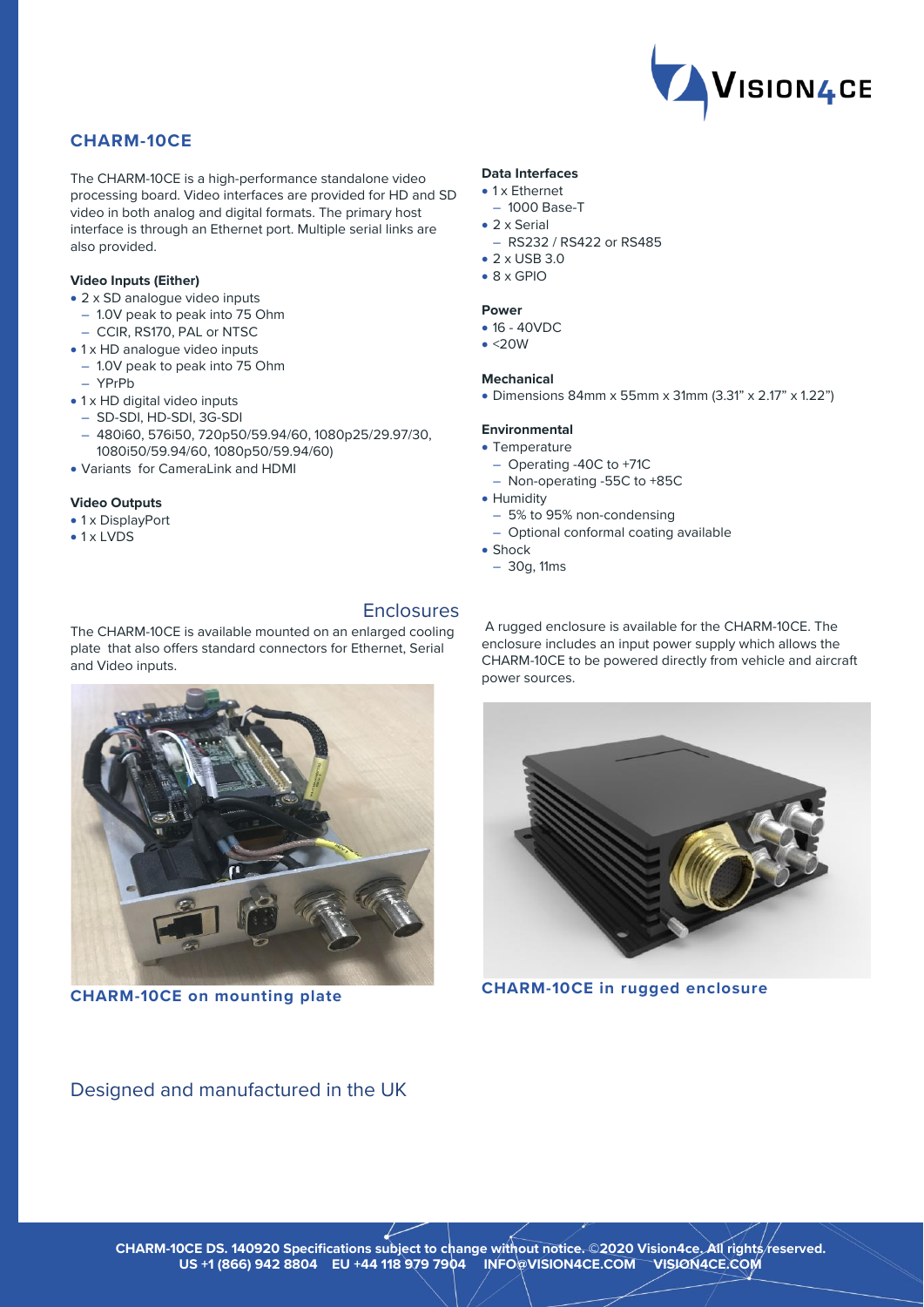## CHARM-10CE

The CHARM-10CE is a high-performance standalone video processing board. Video interfaces are provided for HD and SD video in both analog and digital formats. The primary host interface is through an Ethernet port. Multiple serial links are also provided.

### Video Inputs (Either)

- 2 x SD analogue video inputs
  - 1.0V peak to peak into 75 Ohm
  - CCIR, RS170, PAL or NTSC
- 1 x HD analogue video inputs
  - 1.0V peak to peak into 75 Ohm
  - YPrPb
- 1 x HD digital video inputs
  - SD-SDI, HD-SDI, 3G-SDI
  - 480i60, 576i50, 720p50/59.94/60, 1080p25/29.97/30, 1080i50/59.94/60, 1080p50/59.94/60)
- Variants for CameraLink and HDMI

### Video Outputs

- 1 x DisplayPort
- 1 x LVDS

### Data Interfaces

- 1 x Ethernet
  - 1000 Base-T
- 2 x Serial
  - RS232 / RS422 or RS485
- 2 x USB 3.0
- 8 x GPIO

### Power

- 16 - 40VDC
- <20W

### Mechanical

- Dimensions 84mm x 55mm x 31mm (3.31" x 2.17" x 1.22")

### Environmental

- Temperature
  - Operating -40C to +71C
  - Non-operating -55C to +85C
- Humidity
  - 5% to 95% non-condensing
  - Optional conformal coating available
- Shock
  - 30g, 11ms

## Enclosures

The CHARM-10CE is available mounted on an enlarged cooling plate that also offers standard connectors for Ethernet, Serial and Video inputs.

**CHARM-10CE on mounting plate**

A rugged enclosure is available for the CHARM-10CE. The enclosure includes an input power supply which allows the CHARM-10CE to be powered directly from vehicle and aircraft power sources.

**CHARM-10CE in rugged enclosure**

Designed and manufactured in the UK

**CHARM-10CE DS. 140920 Specifications subject to change without notice. ©2020 Vision4ce. All rights reserved.**
**US +1 (866) 942 8804 EU +44 118 979 7904 INFO@VISION4CE.COM VISION4CE.COM**